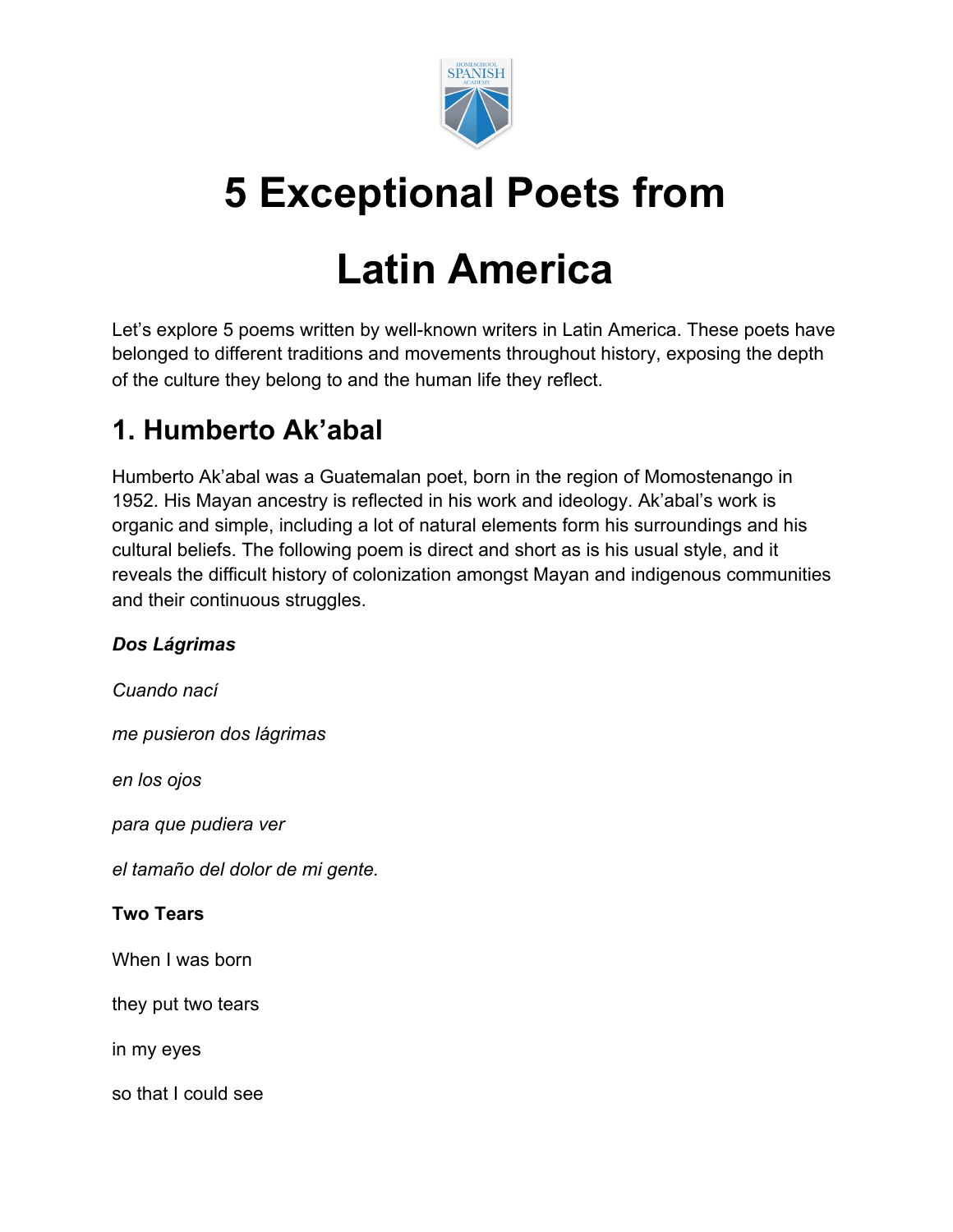# 5 Exceptional Poets from Latin America

Let's explore 5 poems written by well-known writers in Latin America. These poets have belonged to different traditions and movements throughout history, exposing the depth of the culture they belong to and the human life they reflect.

## 1. Humberto Ak'abal

Humberto Ak'abal was a Guatemalan poet, born in the region of Momostenango in 1952. His Mayan ancestry is reflected in his work and ideology. Ak'abal's work is organic and simple, including a lot of natural elements form his surroundings and his cultural beliefs. The following poem is direct and short as is his usual style, and it reveals the difficult history of colonization amongst Mayan and indigenous communities and their continuous struggles.

***Dos Lágrimas***

*Cuando nací*

*me pusieron dos lágrimas*

*en los ojos*

*para que pudiera ver*

*el tamaño del dolor de mi gente.*

**Two Tears**

When I was born

they put two tears

in my eyes

so that I could see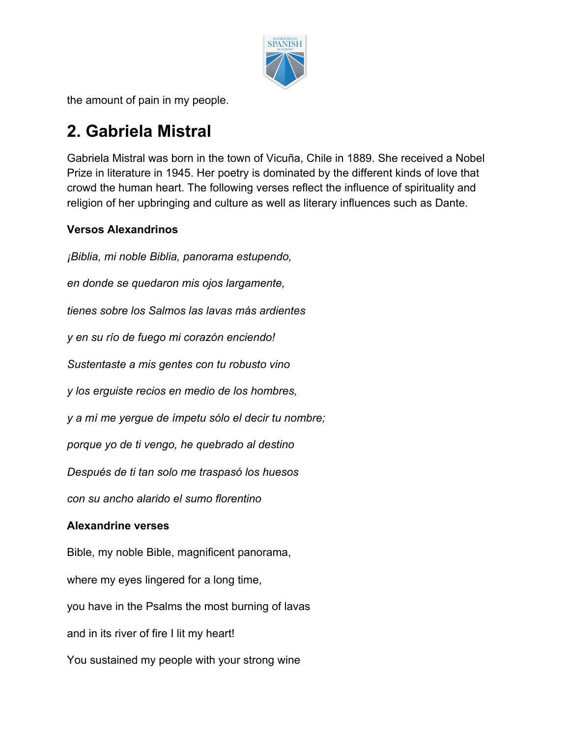the amount of pain in my people.

## 2. Gabriela Mistral

Gabriela Mistral was born in the town of Vicuña, Chile in 1889. She received a Nobel Prize in literature in 1945. Her poetry is dominated by the different kinds of love that crowd the human heart. The following verses reflect the influence of spirituality and religion of her upbringing and culture as well as literary influences such as Dante.

**Versos Alexandrinos**

*¡Biblia, mi noble Biblia, panorama estupendo,*

*en donde se quedaron mis ojos largamente,*

*tienes sobre los Salmos las lavas más ardientes*

*y en su río de fuego mi corazón enciendo!*

*Sustentaste a mis gentes con tu robusto vino*

*y los erguiste recios en medio de los hombres,*

*y a mí me yergue de ímpetu sólo el decir tu nombre;*

*porque yo de ti vengo, he quebrado al destino*

*Después de ti tan solo me traspasó los huesos*

*con su ancho alarido el sumo florentino*

**Alexandrine verses**

Bible, my noble Bible, magnificent panorama,

where my eyes lingered for a long time,

you have in the Psalms the most burning of lavas

and in its river of fire I lit my heart!

You sustained my people with your strong wine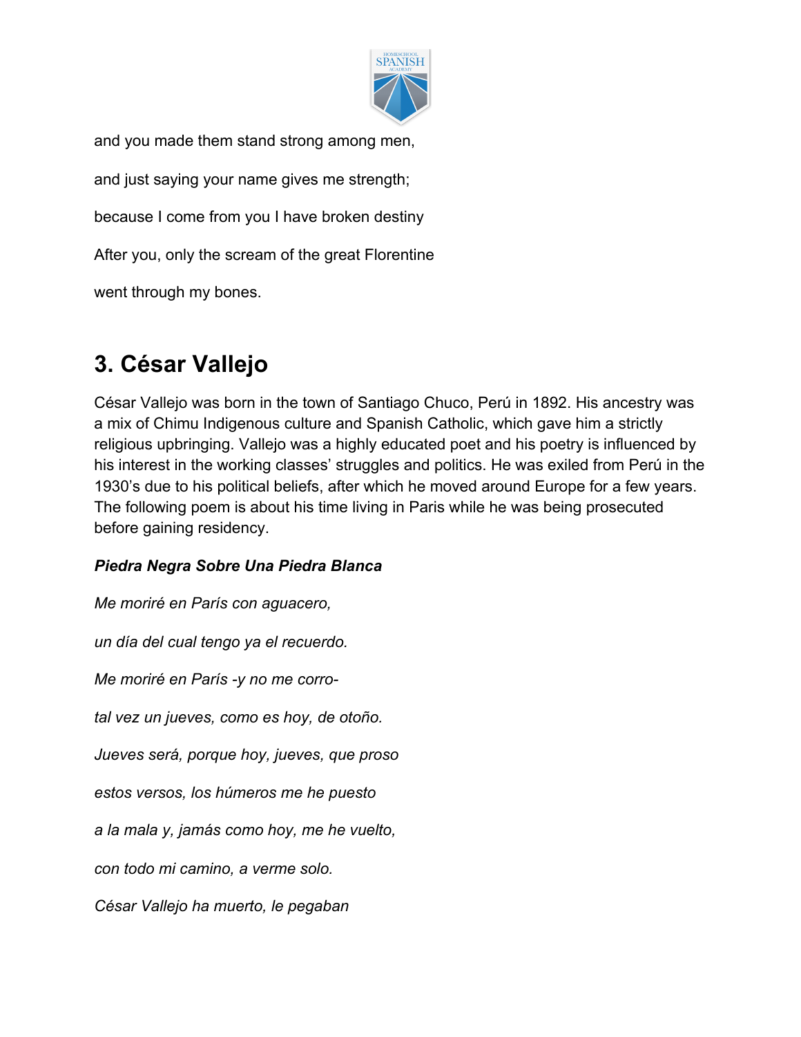and you made them stand strong among men,

and just saying your name gives me strength;

because I come from you I have broken destiny

After you, only the scream of the great Florentine

went through my bones.

## 3. César Vallejo

César Vallejo was born in the town of Santiago Chuco, Perú in 1892. His ancestry was a mix of Chimu Indigenous culture and Spanish Catholic, which gave him a strictly religious upbringing. Vallejo was a highly educated poet and his poetry is influenced by his interest in the working classes' struggles and politics. He was exiled from Perú in the 1930's due to his political beliefs, after which he moved around Europe for a few years. The following poem is about his time living in Paris while he was being prosecuted before gaining residency.

***Piedra Negra Sobre Una Piedra Blanca***

*Me moriré en París con aguacero,*

*un día del cual tengo ya el recuerdo.*

*Me moriré en París -y no me corro-*

*tal vez un jueves, como es hoy, de otoño.*

*Jueves será, porque hoy, jueves, que proso*

*estos versos, los húmeros me he puesto*

*a la mala y, jamás como hoy, me he vuelto,*

*con todo mi camino, a verme solo.*

*César Vallejo ha muerto, le pegaban*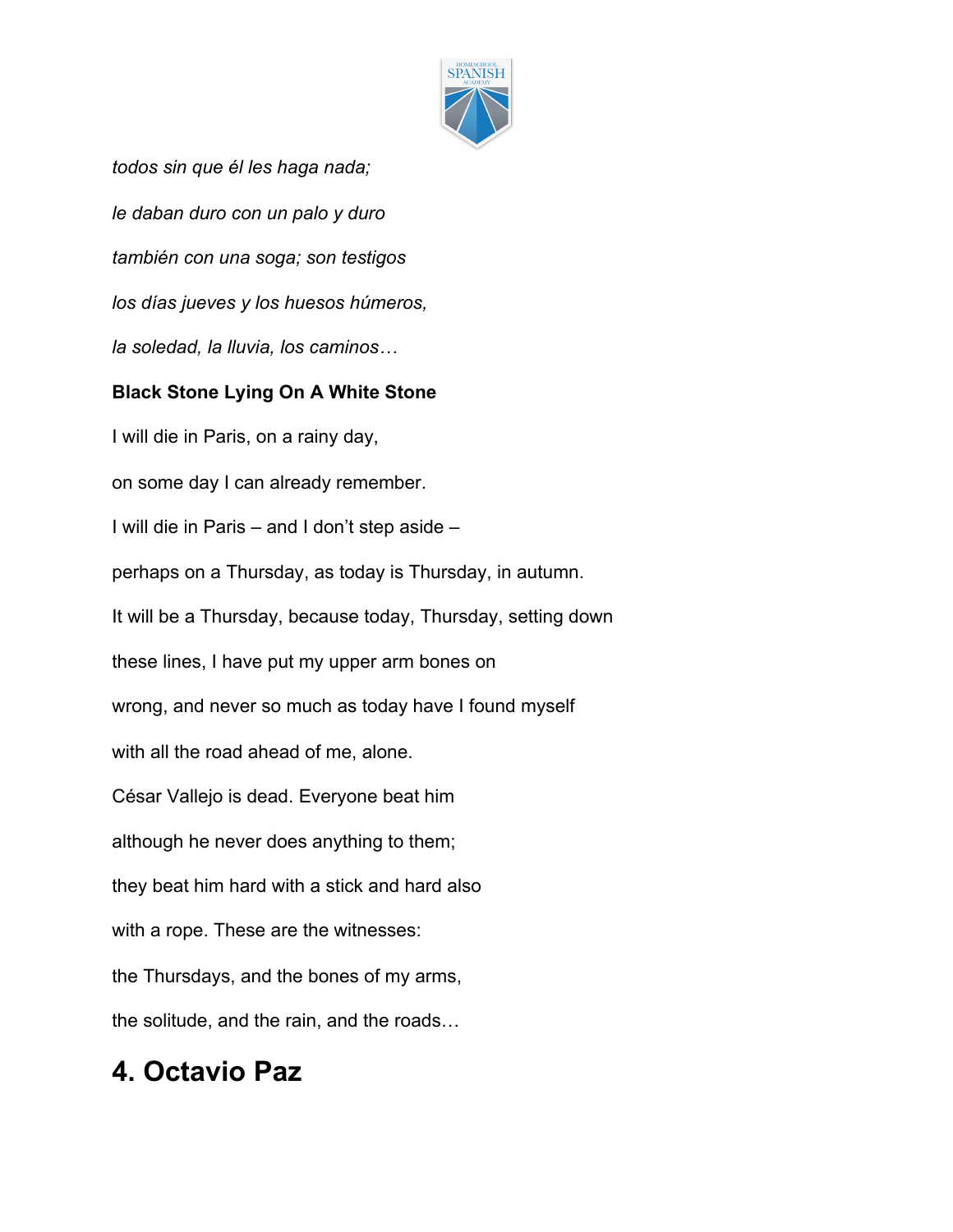*todos sin que él les haga nada;*

*le daban duro con un palo y duro*

*también con una soga; son testigos*

*los días jueves y los huesos húmeros,*

*la soledad, la lluvia, los caminos…*

**Black Stone Lying On A White Stone**

I will die in Paris, on a rainy day,

on some day I can already remember.

I will die in Paris – and I don't step aside –

perhaps on a Thursday, as today is Thursday, in autumn.

It will be a Thursday, because today, Thursday, setting down

these lines, I have put my upper arm bones on

wrong, and never so much as today have I found myself

with all the road ahead of me, alone.

César Vallejo is dead. Everyone beat him

although he never does anything to them;

they beat him hard with a stick and hard also

with a rope. These are the witnesses:

the Thursdays, and the bones of my arms,

the solitude, and the rain, and the roads…

## 4. Octavio Paz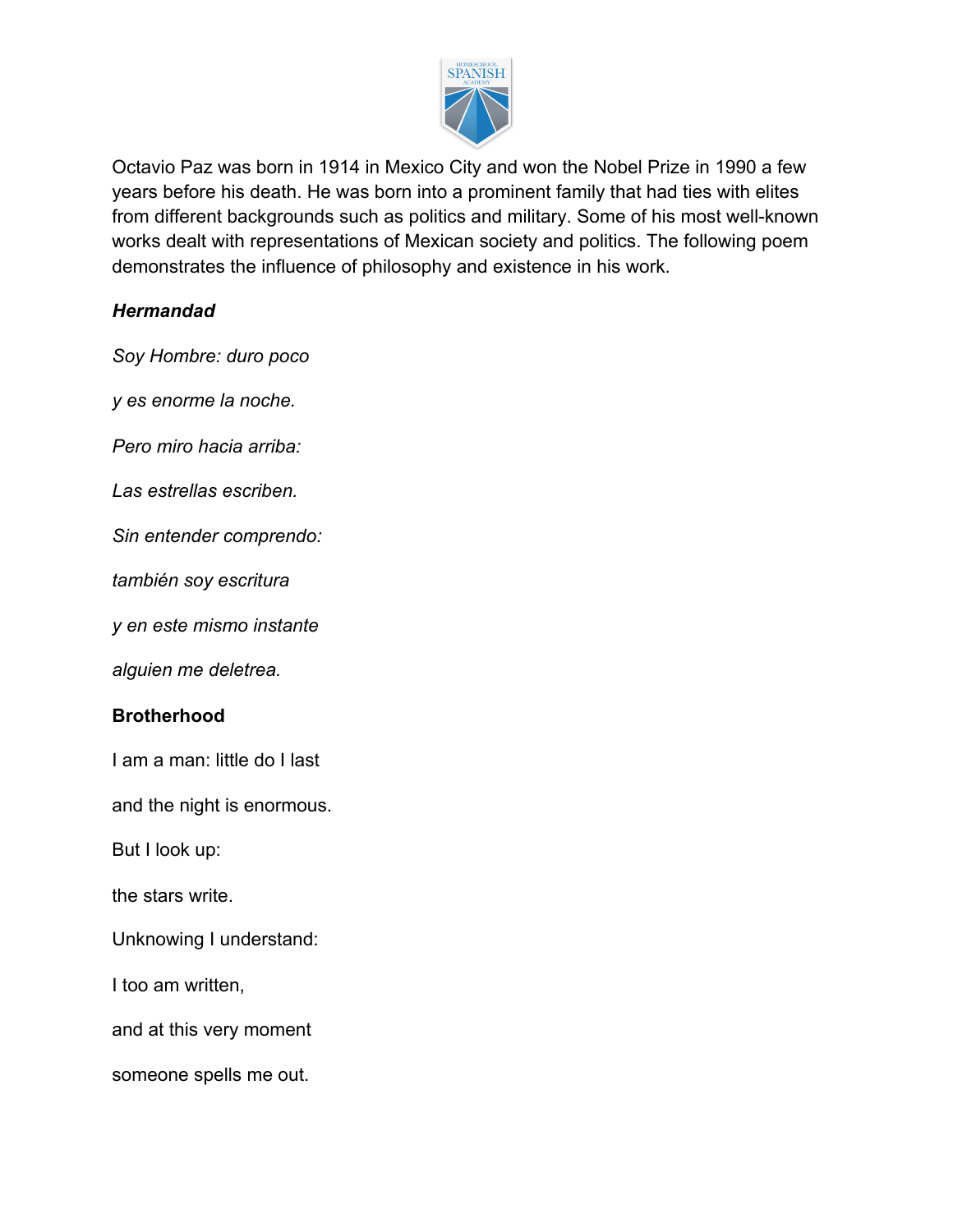Octavio Paz was born in 1914 in Mexico City and won the Nobel Prize in 1990 a few years before his death. He was born into a prominent family that had ties with elites from different backgrounds such as politics and military. Some of his most well-known works dealt with representations of Mexican society and politics. The following poem demonstrates the influence of philosophy and existence in his work.

***Hermandad***

*Soy Hombre: duro poco*

*y es enorme la noche.*

*Pero miro hacia arriba:*

*Las estrellas escriben.*

*Sin entender comprendo:*

*también soy escritura*

*y en este mismo instante*

*alguien me deletrea.*

**Brotherhood**

I am a man: little do I last

and the night is enormous.

But I look up:

the stars write.

Unknowing I understand:

I too am written,

and at this very moment

someone spells me out.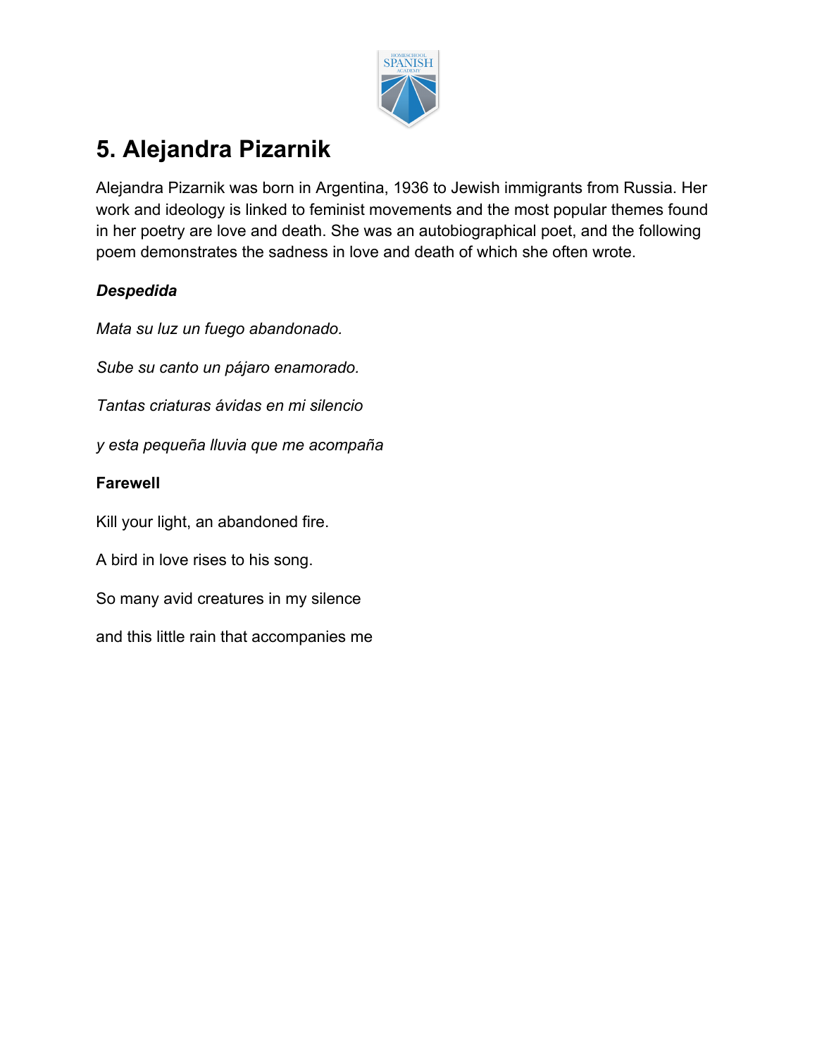## 5. Alejandra Pizarnik

Alejandra Pizarnik was born in Argentina, 1936 to Jewish immigrants from Russia. Her work and ideology is linked to feminist movements and the most popular themes found in her poetry are love and death. She was an autobiographical poet, and the following poem demonstrates the sadness in love and death of which she often wrote.

***Despedida***

*Mata su luz un fuego abandonado.*

*Sube su canto un pájaro enamorado.*

*Tantas criaturas ávidas en mi silencio*

*y esta pequeña lluvia que me acompaña*

**Farewell**

Kill your light, an abandoned fire.

A bird in love rises to his song.

So many avid creatures in my silence

and this little rain that accompanies me